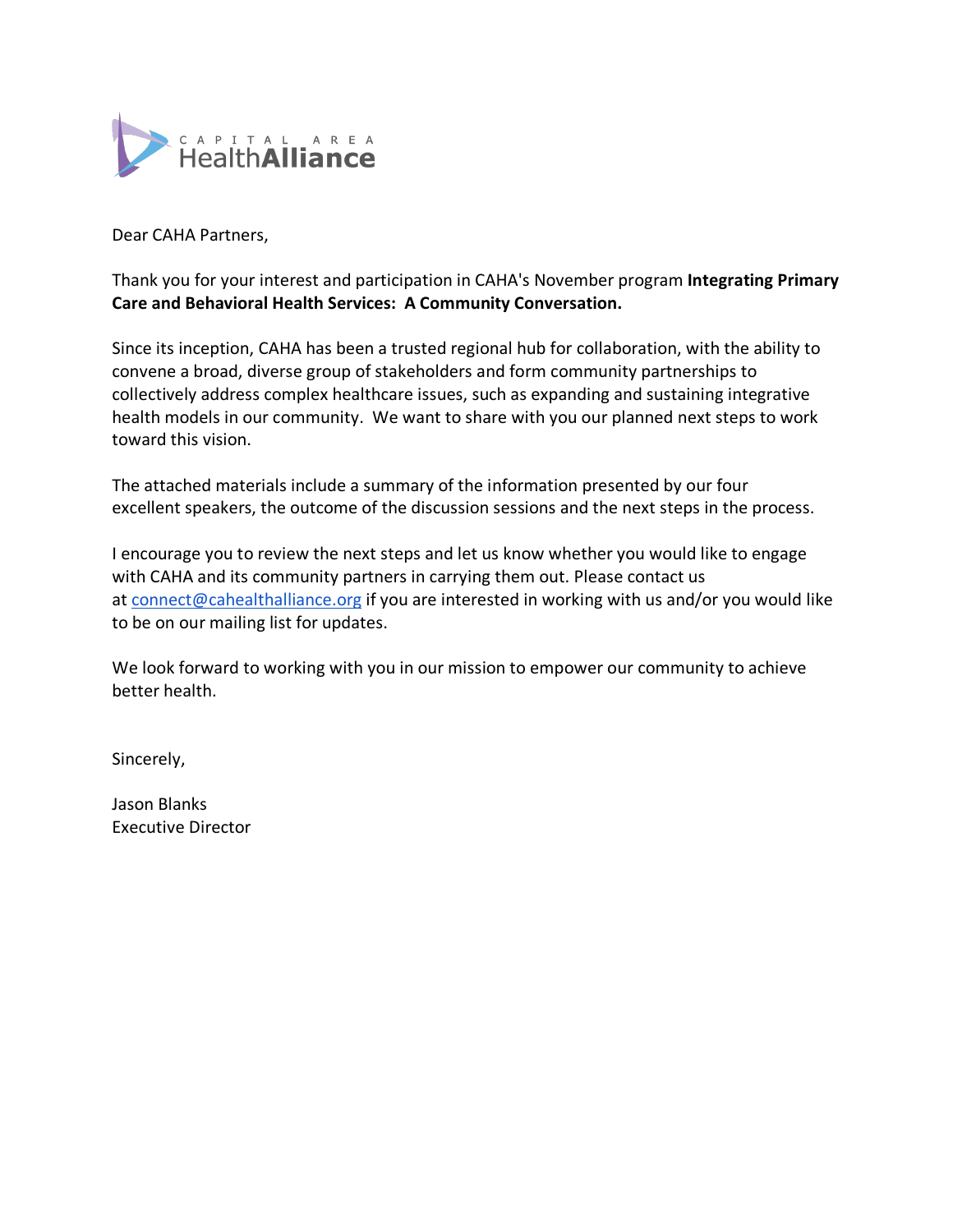CAPITAL AREA HealthAlliance

Dear CAHA Partners,

Thank you for your interest and participation in CAHA's November program **Integrating Primary Care and Behavioral Health Services: A Community Conversation.**

Since its inception, CAHA has been a trusted regional hub for collaboration, with the ability to convene a broad, diverse group of stakeholders and form community partnerships to collectively address complex healthcare issues, such as expanding and sustaining integrative health models in our community. We want to share with you our planned next steps to work toward this vision.

The attached materials include a summary of the information presented by our four excellent speakers, the outcome of the discussion sessions and the next steps in the process.

I encourage you to review the next steps and let us know whether you would like to engage with CAHA and its community partners in carrying them out. Please contact us at [connect@cahealthalliance.org](mailto:connect@cahealthalliance.org) if you are interested in working with us and/or you would like to be on our mailing list for updates.

We look forward to working with you in our mission to empower our community to achieve better health.

Sincerely,

Jason Blanks
Executive Director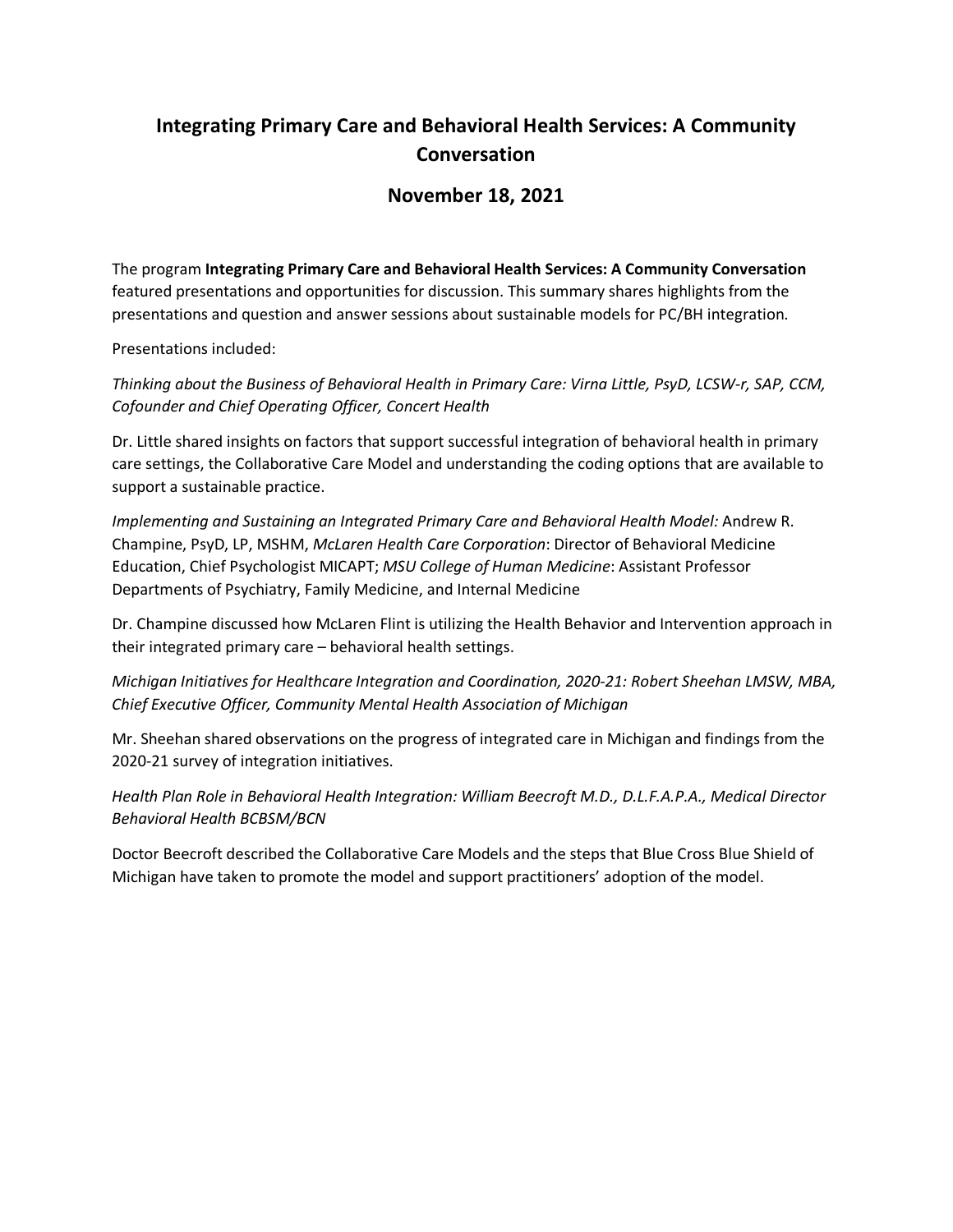# Integrating Primary Care and Behavioral Health Services: A Community Conversation

## November 18, 2021

The program **Integrating Primary Care and Behavioral Health Services: A Community Conversation** featured presentations and opportunities for discussion. This summary shares highlights from the presentations and question and answer sessions about sustainable models for PC/BH integration.

Presentations included:

*Thinking about the Business of Behavioral Health in Primary Care: Virna Little, PsyD, LCSW-r, SAP, CCM, Cofounder and Chief Operating Officer, Concert Health*

Dr. Little shared insights on factors that support successful integration of behavioral health in primary care settings, the Collaborative Care Model and understanding the coding options that are available to support a sustainable practice.

*Implementing and Sustaining an Integrated Primary Care and Behavioral Health Model:* Andrew R. Champine, PsyD, LP, MSHM, *McLaren Health Care Corporation*: Director of Behavioral Medicine Education, Chief Psychologist MICAPT; *MSU College of Human Medicine*: Assistant Professor Departments of Psychiatry, Family Medicine, and Internal Medicine

Dr. Champine discussed how McLaren Flint is utilizing the Health Behavior and Intervention approach in their integrated primary care – behavioral health settings.

*Michigan Initiatives for Healthcare Integration and Coordination, 2020-21: Robert Sheehan LMSW, MBA, Chief Executive Officer, Community Mental Health Association of Michigan*

Mr. Sheehan shared observations on the progress of integrated care in Michigan and findings from the 2020-21 survey of integration initiatives.

*Health Plan Role in Behavioral Health Integration: William Beecroft M.D., D.L.F.A.P.A., Medical Director Behavioral Health BCBSM/BCN*

Doctor Beecroft described the Collaborative Care Models and the steps that Blue Cross Blue Shield of Michigan have taken to promote the model and support practitioners' adoption of the model.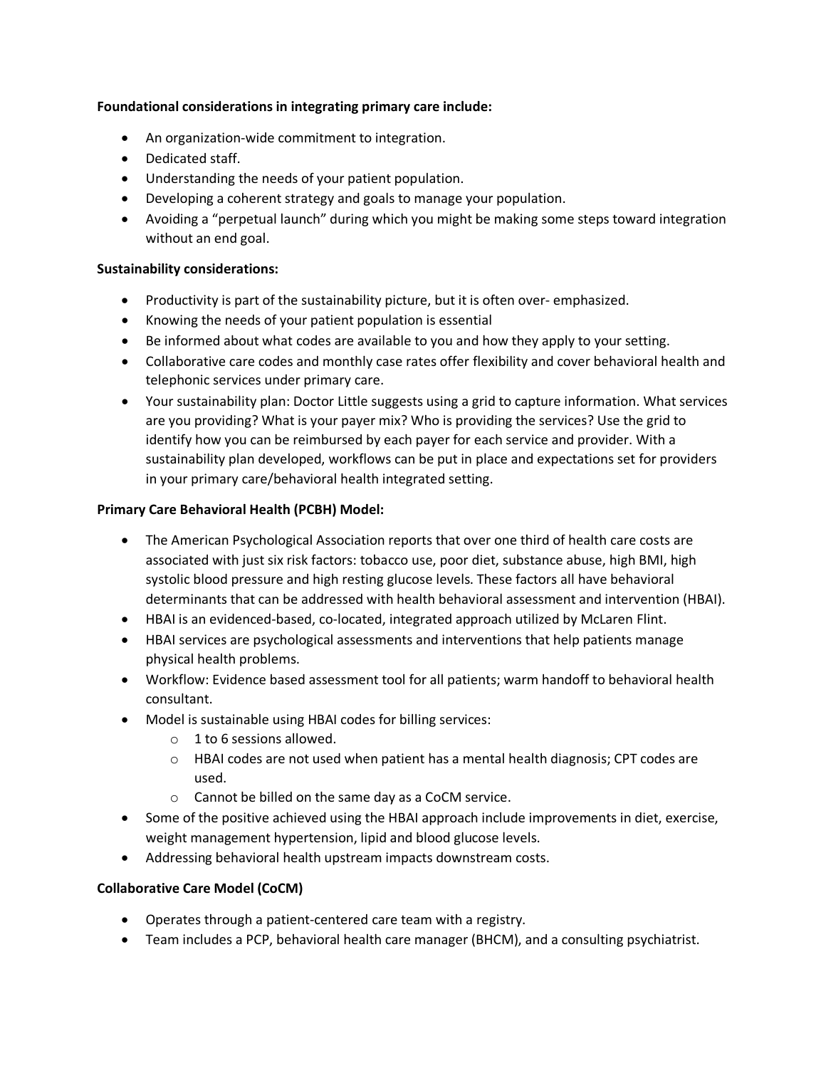**Foundational considerations in integrating primary care include:**

- An organization-wide commitment to integration.
- Dedicated staff.
- Understanding the needs of your patient population.
- Developing a coherent strategy and goals to manage your population.
- Avoiding a "perpetual launch" during which you might be making some steps toward integration without an end goal.

**Sustainability considerations:**

- Productivity is part of the sustainability picture, but it is often over- emphasized.
- Knowing the needs of your patient population is essential
- Be informed about what codes are available to you and how they apply to your setting.
- Collaborative care codes and monthly case rates offer flexibility and cover behavioral health and telephonic services under primary care.
- Your sustainability plan: Doctor Little suggests using a grid to capture information. What services are you providing? What is your payer mix? Who is providing the services? Use the grid to identify how you can be reimbursed by each payer for each service and provider. With a sustainability plan developed, workflows can be put in place and expectations set for providers in your primary care/behavioral health integrated setting.

**Primary Care Behavioral Health (PCBH) Model:**

- The American Psychological Association reports that over one third of health care costs are associated with just six risk factors: tobacco use, poor diet, substance abuse, high BMI, high systolic blood pressure and high resting glucose levels. These factors all have behavioral determinants that can be addressed with health behavioral assessment and intervention (HBAI).
- HBAI is an evidenced-based, co-located, integrated approach utilized by McLaren Flint.
- HBAI services are psychological assessments and interventions that help patients manage physical health problems.
- Workflow: Evidence based assessment tool for all patients; warm handoff to behavioral health consultant.
- Model is sustainable using HBAI codes for billing services:
  - 1 to 6 sessions allowed.
  - HBAI codes are not used when patient has a mental health diagnosis; CPT codes are used.
  - Cannot be billed on the same day as a CoCM service.
- Some of the positive achieved using the HBAI approach include improvements in diet, exercise, weight management hypertension, lipid and blood glucose levels.
- Addressing behavioral health upstream impacts downstream costs.

**Collaborative Care Model (CoCM)**

- Operates through a patient-centered care team with a registry.
- Team includes a PCP, behavioral health care manager (BHCM), and a consulting psychiatrist.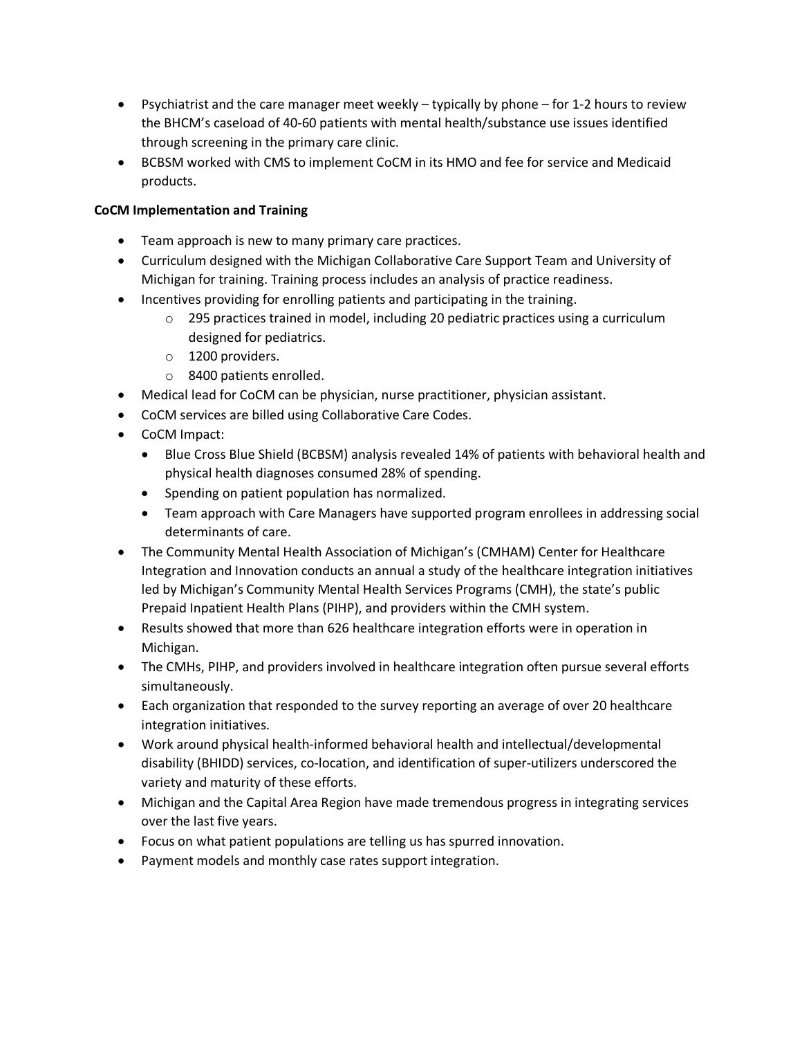- Psychiatrist and the care manager meet weekly – typically by phone – for 1-2 hours to review the BHCM's caseload of 40-60 patients with mental health/substance use issues identified through screening in the primary care clinic.
- BCBSM worked with CMS to implement CoCM in its HMO and fee for service and Medicaid products.

**CoCM Implementation and Training**

- Team approach is new to many primary care practices.
- Curriculum designed with the Michigan Collaborative Care Support Team and University of Michigan for training. Training process includes an analysis of practice readiness.
- Incentives providing for enrolling patients and participating in the training.
  - 295 practices trained in model, including 20 pediatric practices using a curriculum designed for pediatrics.
  - 1200 providers.
  - 8400 patients enrolled.
- Medical lead for CoCM can be physician, nurse practitioner, physician assistant.
- CoCM services are billed using Collaborative Care Codes.
- CoCM Impact:
  - Blue Cross Blue Shield (BCBSM) analysis revealed 14% of patients with behavioral health and physical health diagnoses consumed 28% of spending.
  - Spending on patient population has normalized.
  - Team approach with Care Managers have supported program enrollees in addressing social determinants of care.
- The Community Mental Health Association of Michigan's (CMHAM) Center for Healthcare Integration and Innovation conducts an annual a study of the healthcare integration initiatives led by Michigan's Community Mental Health Services Programs (CMH), the state's public Prepaid Inpatient Health Plans (PIHP), and providers within the CMH system.
- Results showed that more than 626 healthcare integration efforts were in operation in Michigan.
- The CMHs, PIHP, and providers involved in healthcare integration often pursue several efforts simultaneously.
- Each organization that responded to the survey reporting an average of over 20 healthcare integration initiatives.
- Work around physical health-informed behavioral health and intellectual/developmental disability (BHIDD) services, co-location, and identification of super-utilizers underscored the variety and maturity of these efforts.
- Michigan and the Capital Area Region have made tremendous progress in integrating services over the last five years.
- Focus on what patient populations are telling us has spurred innovation.
- Payment models and monthly case rates support integration.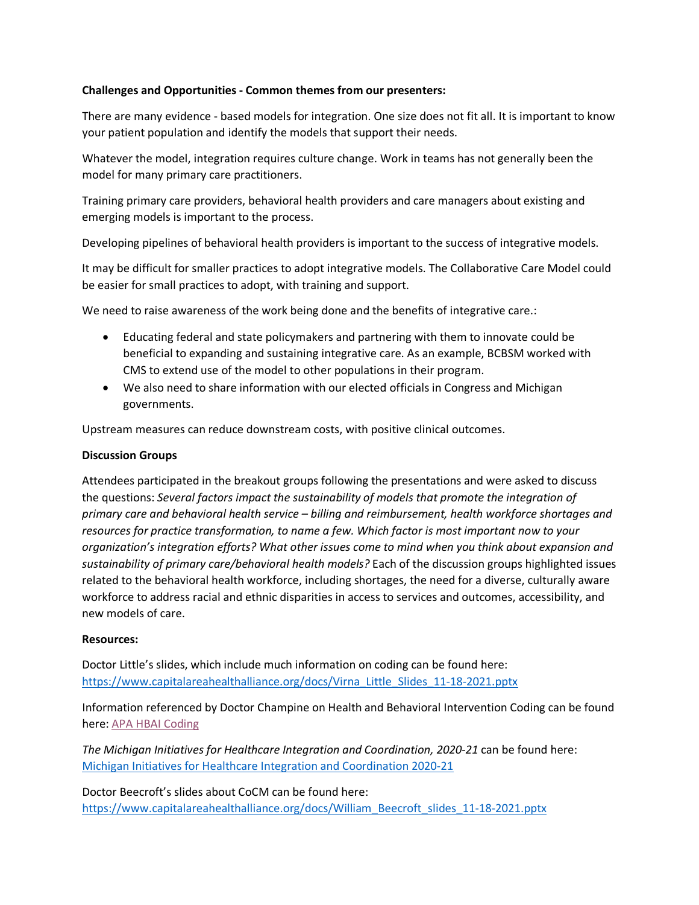**Challenges and Opportunities - Common themes from our presenters:**

There are many evidence - based models for integration. One size does not fit all. It is important to know your patient population and identify the models that support their needs.

Whatever the model, integration requires culture change. Work in teams has not generally been the model for many primary care practitioners.

Training primary care providers, behavioral health providers and care managers about existing and emerging models is important to the process.

Developing pipelines of behavioral health providers is important to the success of integrative models.

It may be difficult for smaller practices to adopt integrative models. The Collaborative Care Model could be easier for small practices to adopt, with training and support.

We need to raise awareness of the work being done and the benefits of integrative care.:

- Educating federal and state policymakers and partnering with them to innovate could be beneficial to expanding and sustaining integrative care. As an example, BCBSM worked with CMS to extend use of the model to other populations in their program.
- We also need to share information with our elected officials in Congress and Michigan governments.

Upstream measures can reduce downstream costs, with positive clinical outcomes.

**Discussion Groups**

Attendees participated in the breakout groups following the presentations and were asked to discuss the questions: *Several factors impact the sustainability of models that promote the integration of primary care and behavioral health service – billing and reimbursement, health workforce shortages and resources for practice transformation, to name a few. Which factor is most important now to your organization's integration efforts? What other issues come to mind when you think about expansion and sustainability of primary care/behavioral health models?* Each of the discussion groups highlighted issues related to the behavioral health workforce, including shortages, the need for a diverse, culturally aware workforce to address racial and ethnic disparities in access to services and outcomes, accessibility, and new models of care.

**Resources:**

Doctor Little's slides, which include much information on coding can be found here: https://www.capitalareahealthalliance.org/docs/Virna_Little_Slides_11-18-2021.pptx

Information referenced by Doctor Champine on Health and Behavioral Intervention Coding can be found here: APA HBAI Coding

*The Michigan Initiatives for Healthcare Integration and Coordination, 2020-21* can be found here: Michigan Initiatives for Healthcare Integration and Coordination 2020-21

Doctor Beecroft's slides about CoCM can be found here: https://www.capitalareahealthalliance.org/docs/William_Beecroft_slides_11-18-2021.pptx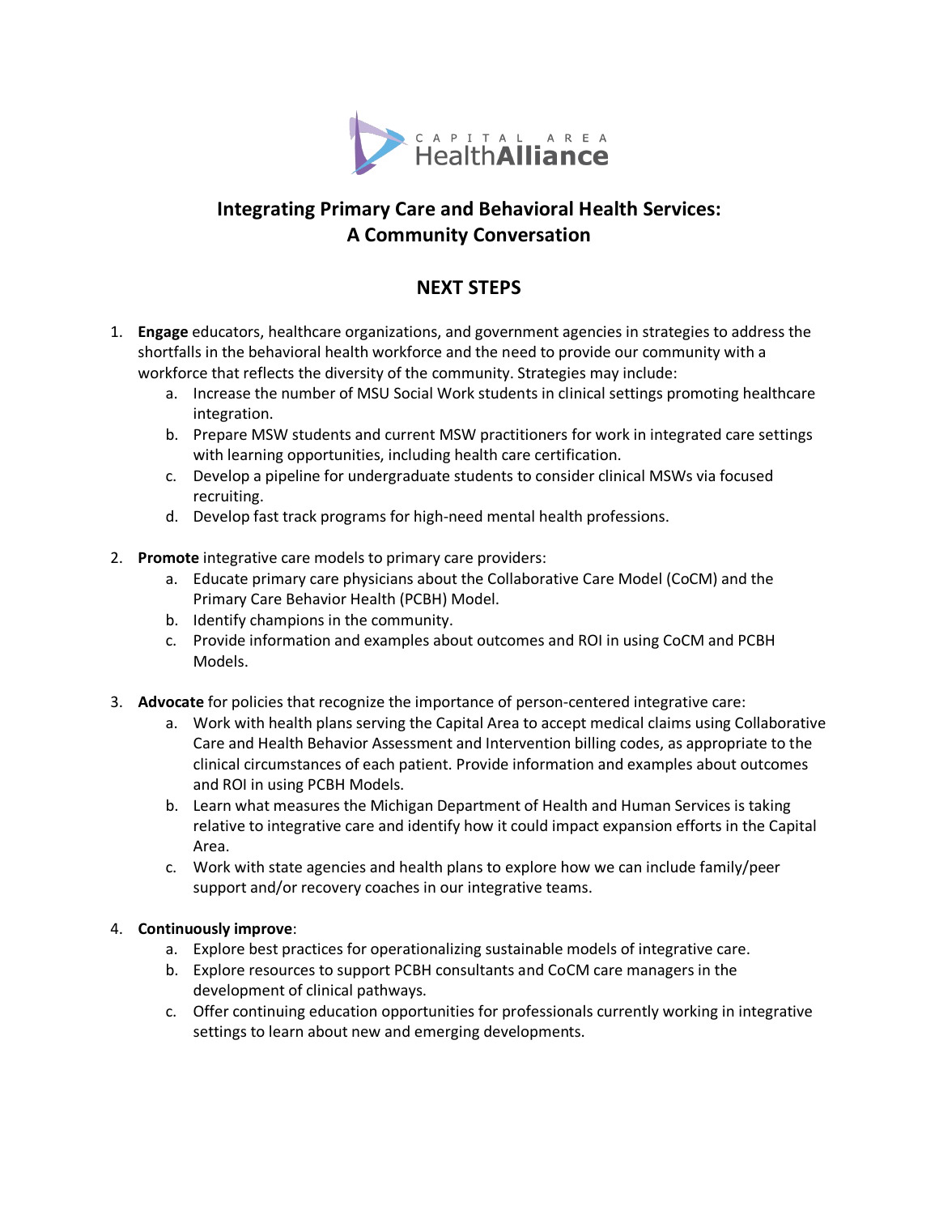# Integrating Primary Care and Behavioral Health Services: A Community Conversation

## NEXT STEPS

1. **Engage** educators, healthcare organizations, and government agencies in strategies to address the shortfalls in the behavioral health workforce and the need to provide our community with a workforce that reflects the diversity of the community. Strategies may include:
   a. Increase the number of MSU Social Work students in clinical settings promoting healthcare integration.
   b. Prepare MSW students and current MSW practitioners for work in integrated care settings with learning opportunities, including health care certification.
   c. Develop a pipeline for undergraduate students to consider clinical MSWs via focused recruiting.
   d. Develop fast track programs for high-need mental health professions.

2. **Promote** integrative care models to primary care providers:
   a. Educate primary care physicians about the Collaborative Care Model (CoCM) and the Primary Care Behavior Health (PCBH) Model.
   b. Identify champions in the community.
   c. Provide information and examples about outcomes and ROI in using CoCM and PCBH Models.

3. **Advocate** for policies that recognize the importance of person-centered integrative care:
   a. Work with health plans serving the Capital Area to accept medical claims using Collaborative Care and Health Behavior Assessment and Intervention billing codes, as appropriate to the clinical circumstances of each patient. Provide information and examples about outcomes and ROI in using PCBH Models.
   b. Learn what measures the Michigan Department of Health and Human Services is taking relative to integrative care and identify how it could impact expansion efforts in the Capital Area.
   c. Work with state agencies and health plans to explore how we can include family/peer support and/or recovery coaches in our integrative teams.

4. **Continuously improve**:
   a. Explore best practices for operationalizing sustainable models of integrative care.
   b. Explore resources to support PCBH consultants and CoCM care managers in the development of clinical pathways.
   c. Offer continuing education opportunities for professionals currently working in integrative settings to learn about new and emerging developments.